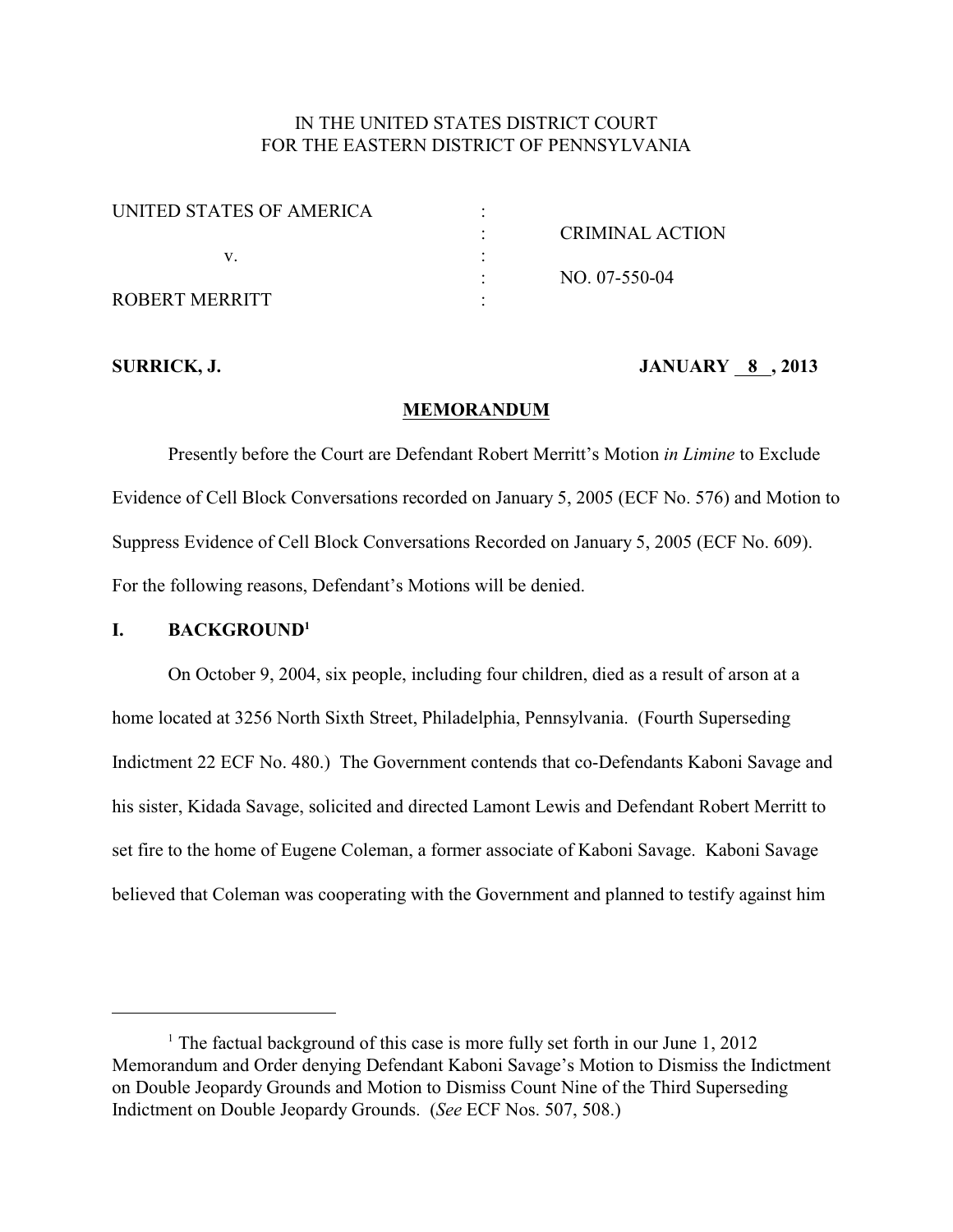IN THE UNITED STATES DISTRICT COURT
FOR THE EASTERN DISTRICT OF PENNSYLVANIA

| | | |
|---|---|---|
| UNITED STATES OF AMERICA | : | |
| | : | CRIMINAL ACTION |
| v. | : | |
| | : | NO. 07-550-04 |
| ROBERT MERRITT | : | |

**SURRICK, J.** **JANUARY 8 , 2013**

**MEMORANDUM**

Presently before the Court are Defendant Robert Merritt's Motion *in Limine* to Exclude Evidence of Cell Block Conversations recorded on January 5, 2005 (ECF No. 576) and Motion to Suppress Evidence of Cell Block Conversations Recorded on January 5, 2005 (ECF No. 609). For the following reasons, Defendant's Motions will be denied.

## I. BACKGROUND[1]

On October 9, 2004, six people, including four children, died as a result of arson at a home located at 3256 North Sixth Street, Philadelphia, Pennsylvania. (Fourth Superseding Indictment 22 ECF No. 480.) The Government contends that co-Defendants Kaboni Savage and his sister, Kidada Savage, solicited and directed Lamont Lewis and Defendant Robert Merritt to set fire to the home of Eugene Coleman, a former associate of Kaboni Savage. Kaboni Savage believed that Coleman was cooperating with the Government and planned to testify against him

[1] The factual background of this case is more fully set forth in our June 1, 2012 Memorandum and Order denying Defendant Kaboni Savage's Motion to Dismiss the Indictment on Double Jeopardy Grounds and Motion to Dismiss Count Nine of the Third Superseding Indictment on Double Jeopardy Grounds. (*See* ECF Nos. 507, 508.)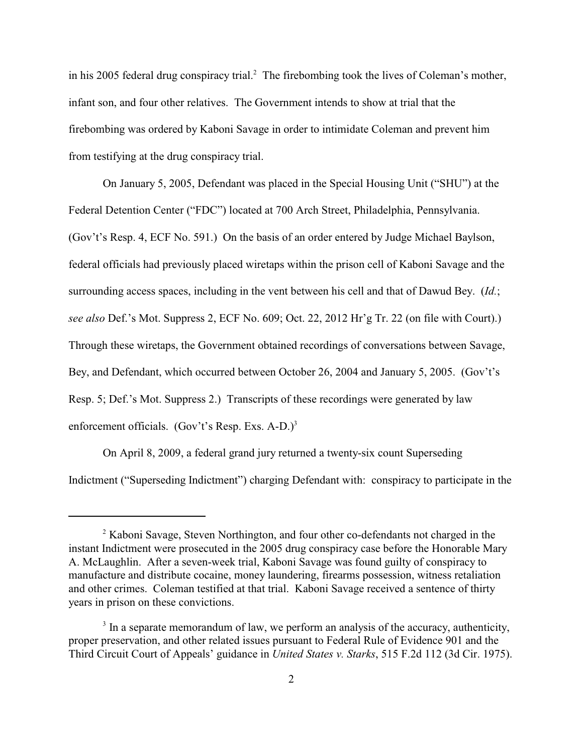in his 2005 federal drug conspiracy trial.[2] The firebombing took the lives of Coleman's mother, infant son, and four other relatives. The Government intends to show at trial that the firebombing was ordered by Kaboni Savage in order to intimidate Coleman and prevent him from testifying at the drug conspiracy trial.

On January 5, 2005, Defendant was placed in the Special Housing Unit ("SHU") at the Federal Detention Center ("FDC") located at 700 Arch Street, Philadelphia, Pennsylvania. (Gov't's Resp. 4, ECF No. 591.) On the basis of an order entered by Judge Michael Baylson, federal officials had previously placed wiretaps within the prison cell of Kaboni Savage and the surrounding access spaces, including in the vent between his cell and that of Dawud Bey. (*Id.*; *see also* Def.'s Mot. Suppress 2, ECF No. 609; Oct. 22, 2012 Hr'g Tr. 22 (on file with Court).) Through these wiretaps, the Government obtained recordings of conversations between Savage, Bey, and Defendant, which occurred between October 26, 2004 and January 5, 2005. (Gov't's Resp. 5; Def.'s Mot. Suppress 2.) Transcripts of these recordings were generated by law enforcement officials. (Gov't's Resp. Exs. A-D.)[3]

On April 8, 2009, a federal grand jury returned a twenty-six count Superseding Indictment ("Superseding Indictment") charging Defendant with: conspiracy to participate in the

---

[2] Kaboni Savage, Steven Northington, and four other co-defendants not charged in the instant Indictment were prosecuted in the 2005 drug conspiracy case before the Honorable Mary A. McLaughlin. After a seven-week trial, Kaboni Savage was found guilty of conspiracy to manufacture and distribute cocaine, money laundering, firearms possession, witness retaliation and other crimes. Coleman testified at that trial. Kaboni Savage received a sentence of thirty years in prison on these convictions.

[3] In a separate memorandum of law, we perform an analysis of the accuracy, authenticity, proper preservation, and other related issues pursuant to Federal Rule of Evidence 901 and the Third Circuit Court of Appeals' guidance in *United States v. Starks*, 515 F.2d 112 (3d Cir. 1975).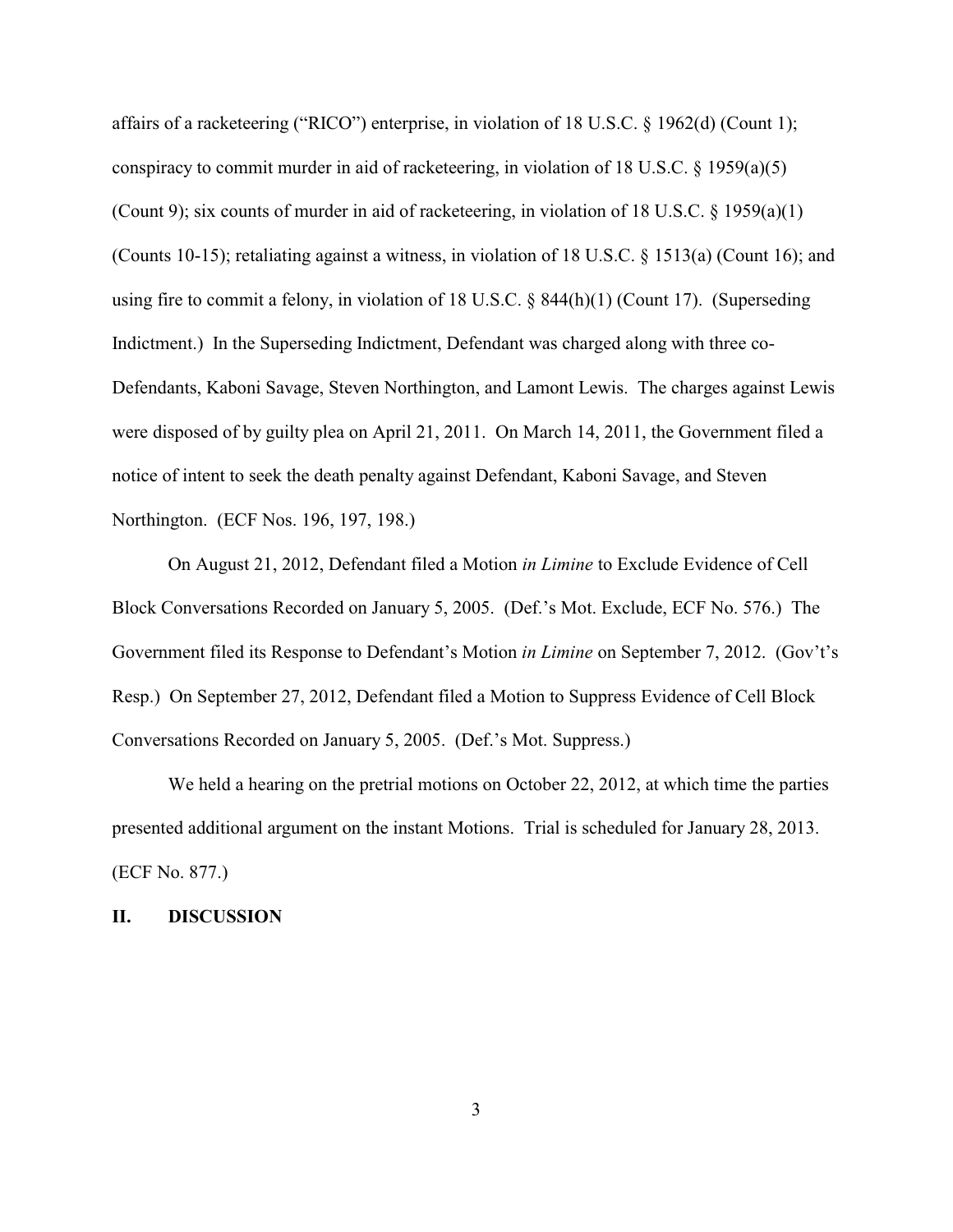affairs of a racketeering ("RICO") enterprise, in violation of 18 U.S.C. § 1962(d) (Count 1); conspiracy to commit murder in aid of racketeering, in violation of 18 U.S.C. § 1959(a)(5) (Count 9); six counts of murder in aid of racketeering, in violation of 18 U.S.C. § 1959(a)(1) (Counts 10-15); retaliating against a witness, in violation of 18 U.S.C. § 1513(a) (Count 16); and using fire to commit a felony, in violation of 18 U.S.C. § 844(h)(1) (Count 17). (Superseding Indictment.) In the Superseding Indictment, Defendant was charged along with three co-Defendants, Kaboni Savage, Steven Northington, and Lamont Lewis. The charges against Lewis were disposed of by guilty plea on April 21, 2011. On March 14, 2011, the Government filed a notice of intent to seek the death penalty against Defendant, Kaboni Savage, and Steven Northington. (ECF Nos. 196, 197, 198.)

On August 21, 2012, Defendant filed a Motion *in Limine* to Exclude Evidence of Cell Block Conversations Recorded on January 5, 2005. (Def.'s Mot. Exclude, ECF No. 576.) The Government filed its Response to Defendant's Motion *in Limine* on September 7, 2012. (Gov't's Resp.) On September 27, 2012, Defendant filed a Motion to Suppress Evidence of Cell Block Conversations Recorded on January 5, 2005. (Def.'s Mot. Suppress.)

We held a hearing on the pretrial motions on October 22, 2012, at which time the parties presented additional argument on the instant Motions. Trial is scheduled for January 28, 2013. (ECF No. 877.)

## II. DISCUSSION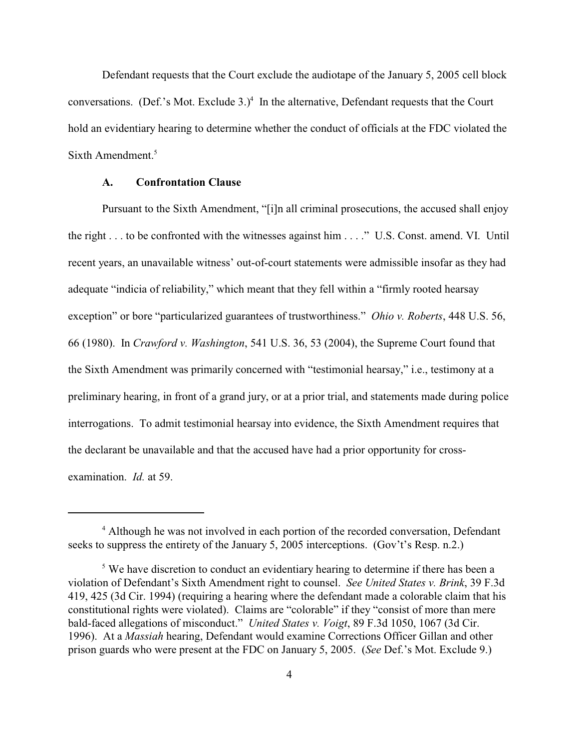Defendant requests that the Court exclude the audiotape of the January 5, 2005 cell block conversations. (Def.'s Mot. Exclude 3.)[4] In the alternative, Defendant requests that the Court hold an evidentiary hearing to determine whether the conduct of officials at the FDC violated the Sixth Amendment.[5]

### A. Confrontation Clause

Pursuant to the Sixth Amendment, "[i]n all criminal prosecutions, the accused shall enjoy the right . . . to be confronted with the witnesses against him . . . ." U.S. Const. amend. VI. Until recent years, an unavailable witness' out-of-court statements were admissible insofar as they had adequate "indicia of reliability," which meant that they fell within a "firmly rooted hearsay exception" or bore "particularized guarantees of trustworthiness." *Ohio v. Roberts*, 448 U.S. 56, 66 (1980). In *Crawford v. Washington*, 541 U.S. 36, 53 (2004), the Supreme Court found that the Sixth Amendment was primarily concerned with "testimonial hearsay," i.e., testimony at a preliminary hearing, in front of a grand jury, or at a prior trial, and statements made during police interrogations. To admit testimonial hearsay into evidence, the Sixth Amendment requires that the declarant be unavailable and that the accused have had a prior opportunity for cross-examination. *Id.* at 59.

---

[4] Although he was not involved in each portion of the recorded conversation, Defendant seeks to suppress the entirety of the January 5, 2005 interceptions. (Gov't's Resp. n.2.)

[5] We have discretion to conduct an evidentiary hearing to determine if there has been a violation of Defendant's Sixth Amendment right to counsel. *See United States v. Brink*, 39 F.3d 419, 425 (3d Cir. 1994) (requiring a hearing where the defendant made a colorable claim that his constitutional rights were violated). Claims are "colorable" if they "consist of more than mere bald-faced allegations of misconduct." *United States v. Voigt*, 89 F.3d 1050, 1067 (3d Cir. 1996). At a *Massiah* hearing, Defendant would examine Corrections Officer Gillan and other prison guards who were present at the FDC on January 5, 2005. (*See* Def.'s Mot. Exclude 9.)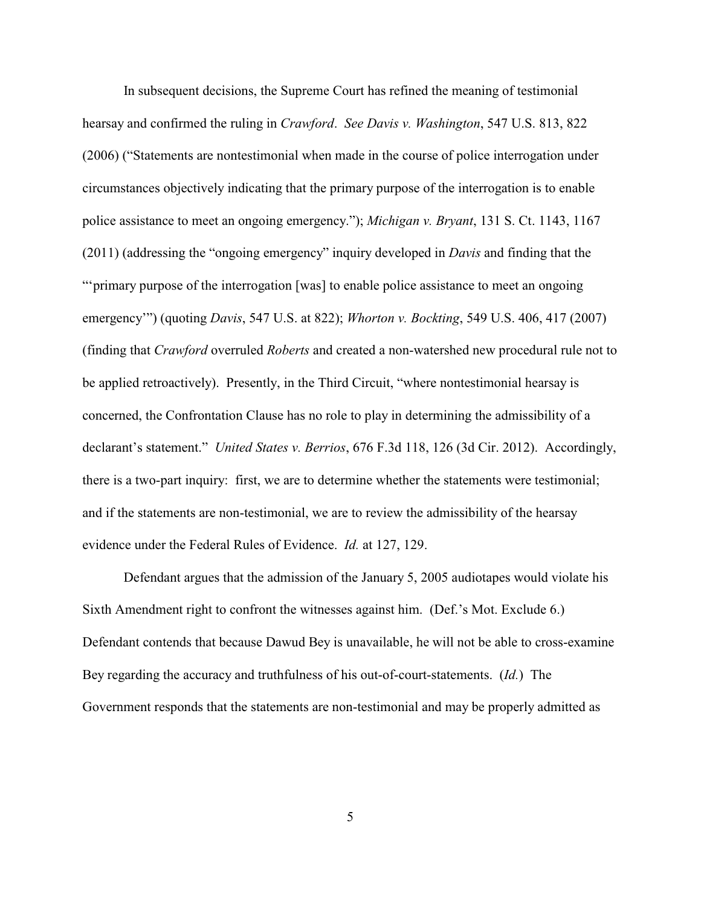In subsequent decisions, the Supreme Court has refined the meaning of testimonial hearsay and confirmed the ruling in *Crawford*. *See Davis v. Washington*, 547 U.S. 813, 822 (2006) ("Statements are nontestimonial when made in the course of police interrogation under circumstances objectively indicating that the primary purpose of the interrogation is to enable police assistance to meet an ongoing emergency."); *Michigan v. Bryant*, 131 S. Ct. 1143, 1167 (2011) (addressing the "ongoing emergency" inquiry developed in *Davis* and finding that the "'primary purpose of the interrogation [was] to enable police assistance to meet an ongoing emergency'") (quoting *Davis*, 547 U.S. at 822); *Whorton v. Bockting*, 549 U.S. 406, 417 (2007) (finding that *Crawford* overruled *Roberts* and created a non-watershed new procedural rule not to be applied retroactively). Presently, in the Third Circuit, "where nontestimonial hearsay is concerned, the Confrontation Clause has no role to play in determining the admissibility of a declarant's statement." *United States v. Berrios*, 676 F.3d 118, 126 (3d Cir. 2012). Accordingly, there is a two-part inquiry: first, we are to determine whether the statements were testimonial; and if the statements are non-testimonial, we are to review the admissibility of the hearsay evidence under the Federal Rules of Evidence. *Id.* at 127, 129.

Defendant argues that the admission of the January 5, 2005 audiotapes would violate his Sixth Amendment right to confront the witnesses against him. (Def.'s Mot. Exclude 6.) Defendant contends that because Dawud Bey is unavailable, he will not be able to cross-examine Bey regarding the accuracy and truthfulness of his out-of-court-statements. (*Id.*) The Government responds that the statements are non-testimonial and may be properly admitted as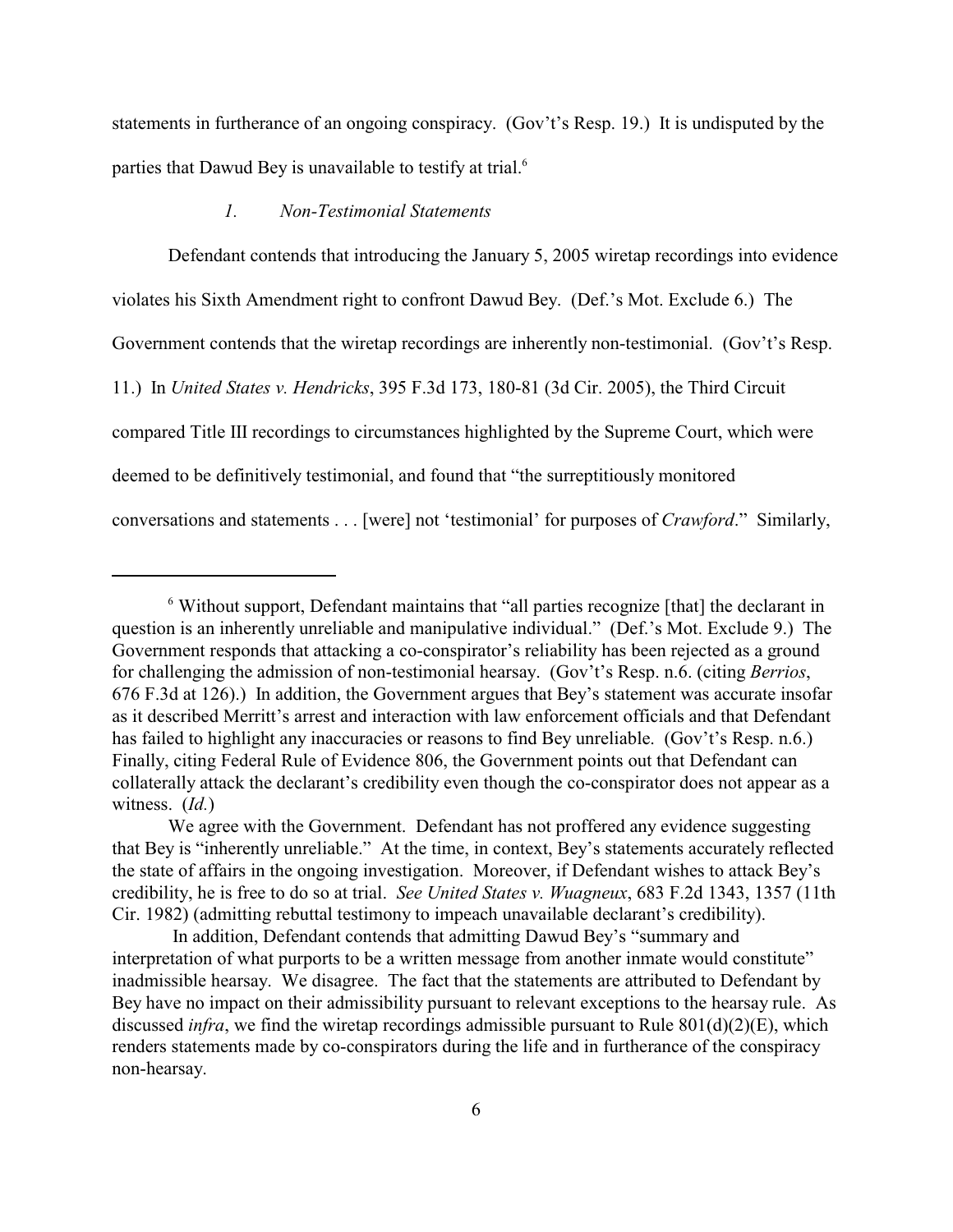statements in furtherance of an ongoing conspiracy. (Gov't's Resp. 19.) It is undisputed by the parties that Dawud Bey is unavailable to testify at trial.[6]

### *1. Non-Testimonial Statements*

Defendant contends that introducing the January 5, 2005 wiretap recordings into evidence violates his Sixth Amendment right to confront Dawud Bey. (Def.'s Mot. Exclude 6.) The Government contends that the wiretap recordings are inherently non-testimonial. (Gov't's Resp. 11.) In *United States v. Hendricks*, 395 F.3d 173, 180-81 (3d Cir. 2005), the Third Circuit compared Title III recordings to circumstances highlighted by the Supreme Court, which were deemed to be definitively testimonial, and found that "the surreptitiously monitored conversations and statements . . . [were] not 'testimonial' for purposes of *Crawford*." Similarly,

---

[6] Without support, Defendant maintains that "all parties recognize [that] the declarant in question is an inherently unreliable and manipulative individual." (Def.'s Mot. Exclude 9.) The Government responds that attacking a co-conspirator's reliability has been rejected as a ground for challenging the admission of non-testimonial hearsay. (Gov't's Resp. n.6. (citing *Berrios*, 676 F.3d at 126).) In addition, the Government argues that Bey's statement was accurate insofar as it described Merritt's arrest and interaction with law enforcement officials and that Defendant has failed to highlight any inaccuracies or reasons to find Bey unreliable. (Gov't's Resp. n.6.) Finally, citing Federal Rule of Evidence 806, the Government points out that Defendant can collaterally attack the declarant's credibility even though the co-conspirator does not appear as a witness. (*Id.*)

We agree with the Government. Defendant has not proffered any evidence suggesting that Bey is "inherently unreliable." At the time, in context, Bey's statements accurately reflected the state of affairs in the ongoing investigation. Moreover, if Defendant wishes to attack Bey's credibility, he is free to do so at trial. *See United States v. Wuagneux*, 683 F.2d 1343, 1357 (11th Cir. 1982) (admitting rebuttal testimony to impeach unavailable declarant's credibility).

In addition, Defendant contends that admitting Dawud Bey's "summary and interpretation of what purports to be a written message from another inmate would constitute" inadmissible hearsay. We disagree. The fact that the statements are attributed to Defendant by Bey have no impact on their admissibility pursuant to relevant exceptions to the hearsay rule. As discussed *infra*, we find the wiretap recordings admissible pursuant to Rule 801(d)(2)(E), which renders statements made by co-conspirators during the life and in furtherance of the conspiracy non-hearsay.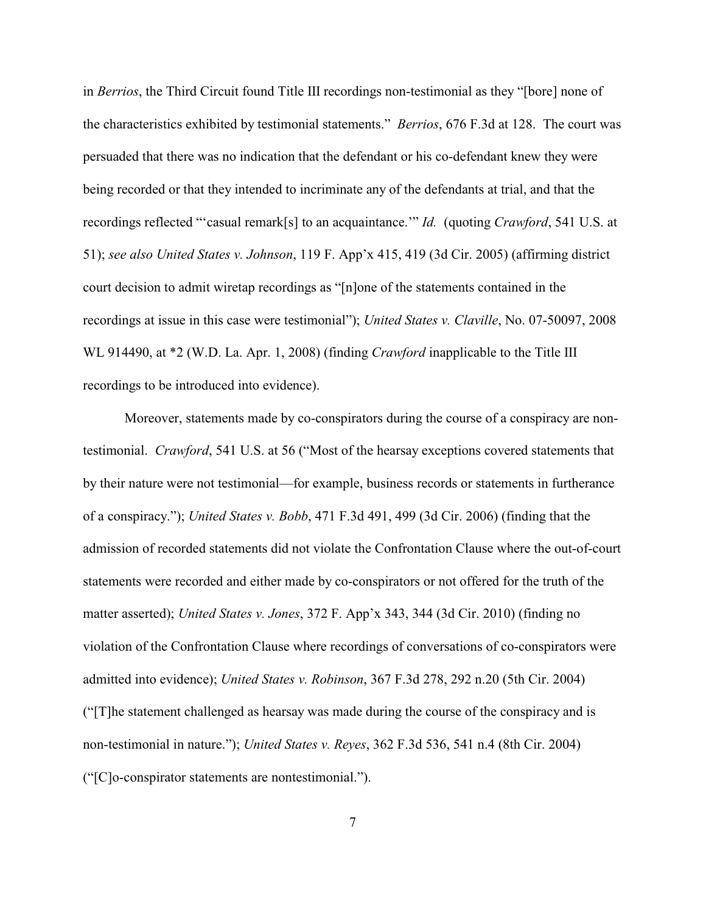in *Berrios*, the Third Circuit found Title III recordings non-testimonial as they "[bore] none of the characteristics exhibited by testimonial statements." *Berrios*, 676 F.3d at 128. The court was persuaded that there was no indication that the defendant or his co-defendant knew they were being recorded or that they intended to incriminate any of the defendants at trial, and that the recordings reflected "'casual remark[s] to an acquaintance.'" *Id.* (quoting *Crawford*, 541 U.S. at 51); *see also United States v. Johnson*, 119 F. App'x 415, 419 (3d Cir. 2005) (affirming district court decision to admit wiretap recordings as "[n]one of the statements contained in the recordings at issue in this case were testimonial"); *United States v. Claville*, No. 07-50097, 2008 WL 914490, at *2 (W.D. La. Apr. 1, 2008) (finding *Crawford* inapplicable to the Title III recordings to be introduced into evidence).

Moreover, statements made by co-conspirators during the course of a conspiracy are non-testimonial. *Crawford*, 541 U.S. at 56 ("Most of the hearsay exceptions covered statements that by their nature were not testimonial—for example, business records or statements in furtherance of a conspiracy."); *United States v. Bobb*, 471 F.3d 491, 499 (3d Cir. 2006) (finding that the admission of recorded statements did not violate the Confrontation Clause where the out-of-court statements were recorded and either made by co-conspirators or not offered for the truth of the matter asserted); *United States v. Jones*, 372 F. App'x 343, 344 (3d Cir. 2010) (finding no violation of the Confrontation Clause where recordings of conversations of co-conspirators were admitted into evidence); *United States v. Robinson*, 367 F.3d 278, 292 n.20 (5th Cir. 2004) ("[T]he statement challenged as hearsay was made during the course of the conspiracy and is non-testimonial in nature."); *United States v. Reyes*, 362 F.3d 536, 541 n.4 (8th Cir. 2004) ("[C]o-conspirator statements are nontestimonial.").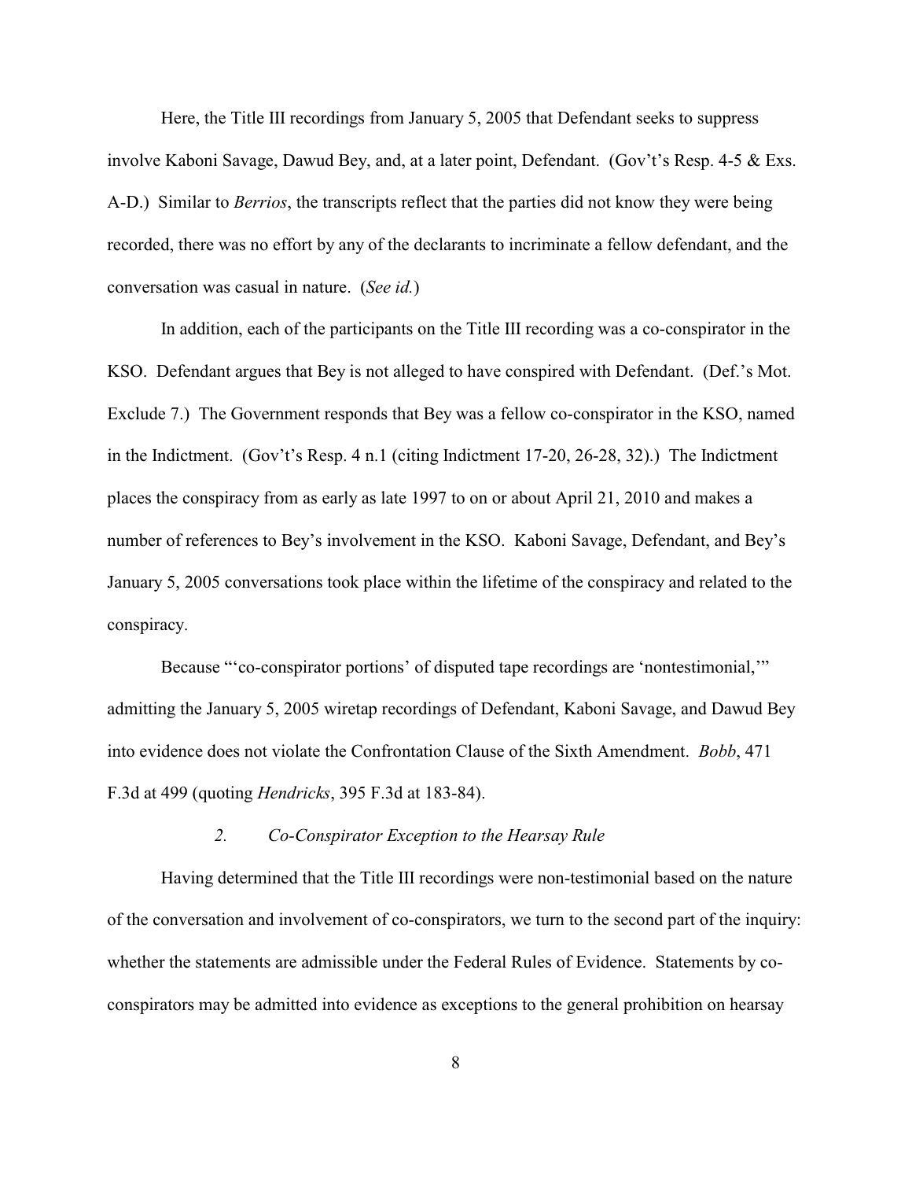Here, the Title III recordings from January 5, 2005 that Defendant seeks to suppress involve Kaboni Savage, Dawud Bey, and, at a later point, Defendant. (Gov't's Resp. 4-5 & Exs. A-D.) Similar to *Berrios*, the transcripts reflect that the parties did not know they were being recorded, there was no effort by any of the declarants to incriminate a fellow defendant, and the conversation was casual in nature. (*See id.*)

In addition, each of the participants on the Title III recording was a co-conspirator in the KSO. Defendant argues that Bey is not alleged to have conspired with Defendant. (Def.'s Mot. Exclude 7.) The Government responds that Bey was a fellow co-conspirator in the KSO, named in the Indictment. (Gov't's Resp. 4 n.1 (citing Indictment 17-20, 26-28, 32).) The Indictment places the conspiracy from as early as late 1997 to on or about April 21, 2010 and makes a number of references to Bey's involvement in the KSO. Kaboni Savage, Defendant, and Bey's January 5, 2005 conversations took place within the lifetime of the conspiracy and related to the conspiracy.

Because "'co-conspirator portions' of disputed tape recordings are 'nontestimonial,'" admitting the January 5, 2005 wiretap recordings of Defendant, Kaboni Savage, and Dawud Bey into evidence does not violate the Confrontation Clause of the Sixth Amendment. *Bobb*, 471 F.3d at 499 (quoting *Hendricks*, 395 F.3d at 183-84).

### *2. Co-Conspirator Exception to the Hearsay Rule*

Having determined that the Title III recordings were non-testimonial based on the nature of the conversation and involvement of co-conspirators, we turn to the second part of the inquiry: whether the statements are admissible under the Federal Rules of Evidence. Statements by co-conspirators may be admitted into evidence as exceptions to the general prohibition on hearsay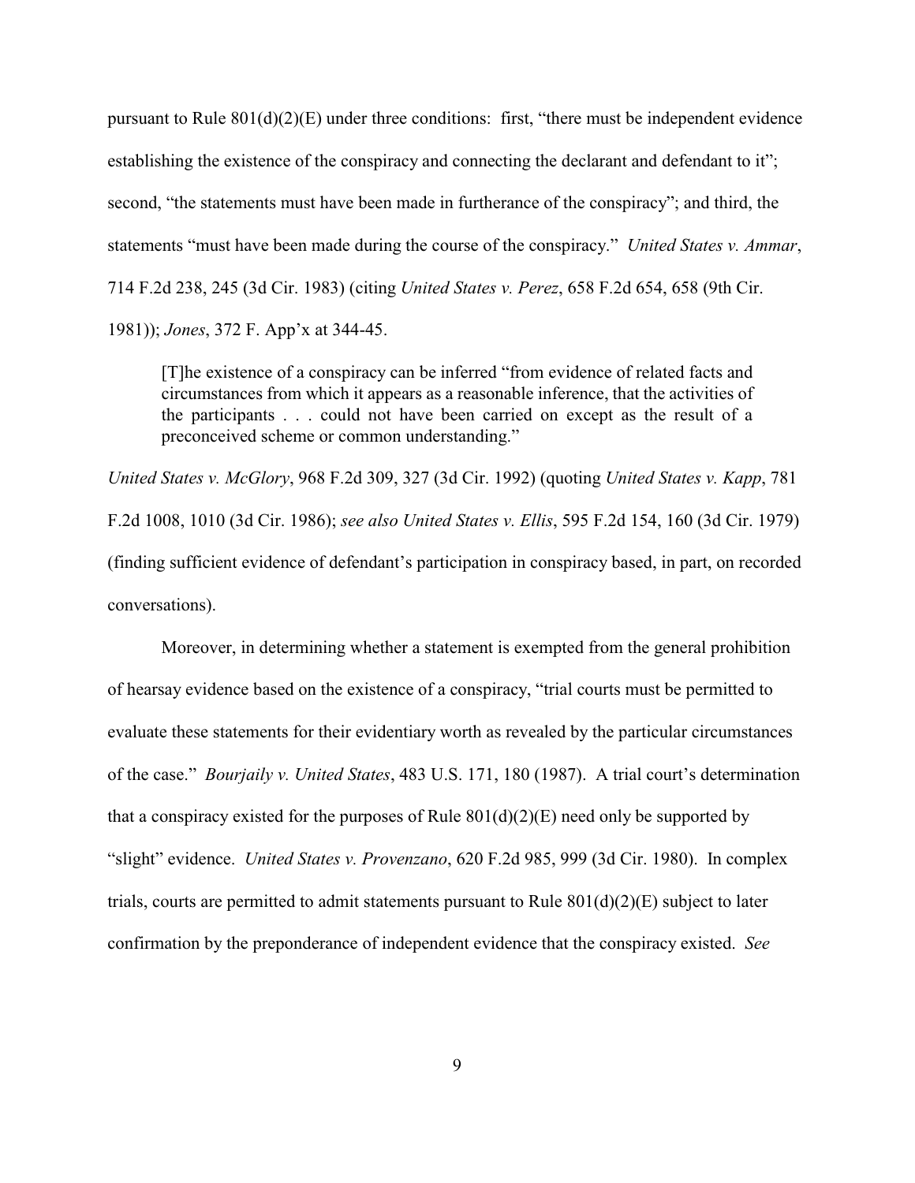pursuant to Rule 801(d)(2)(E) under three conditions: first, "there must be independent evidence establishing the existence of the conspiracy and connecting the declarant and defendant to it"; second, "the statements must have been made in furtherance of the conspiracy"; and third, the statements "must have been made during the course of the conspiracy." *United States v. Ammar*, 714 F.2d 238, 245 (3d Cir. 1983) (citing *United States v. Perez*, 658 F.2d 654, 658 (9th Cir. 1981)); *Jones*, 372 F. App'x at 344-45.

> [T]he existence of a conspiracy can be inferred "from evidence of related facts and circumstances from which it appears as a reasonable inference, that the activities of the participants . . . could not have been carried on except as the result of a preconceived scheme or common understanding."

*United States v. McGlory*, 968 F.2d 309, 327 (3d Cir. 1992) (quoting *United States v. Kapp*, 781 F.2d 1008, 1010 (3d Cir. 1986); *see also United States v. Ellis*, 595 F.2d 154, 160 (3d Cir. 1979) (finding sufficient evidence of defendant's participation in conspiracy based, in part, on recorded conversations).

Moreover, in determining whether a statement is exempted from the general prohibition of hearsay evidence based on the existence of a conspiracy, "trial courts must be permitted to evaluate these statements for their evidentiary worth as revealed by the particular circumstances of the case." *Bourjaily v. United States*, 483 U.S. 171, 180 (1987). A trial court's determination that a conspiracy existed for the purposes of Rule 801(d)(2)(E) need only be supported by "slight" evidence. *United States v. Provenzano*, 620 F.2d 985, 999 (3d Cir. 1980). In complex trials, courts are permitted to admit statements pursuant to Rule 801(d)(2)(E) subject to later confirmation by the preponderance of independent evidence that the conspiracy existed. *See*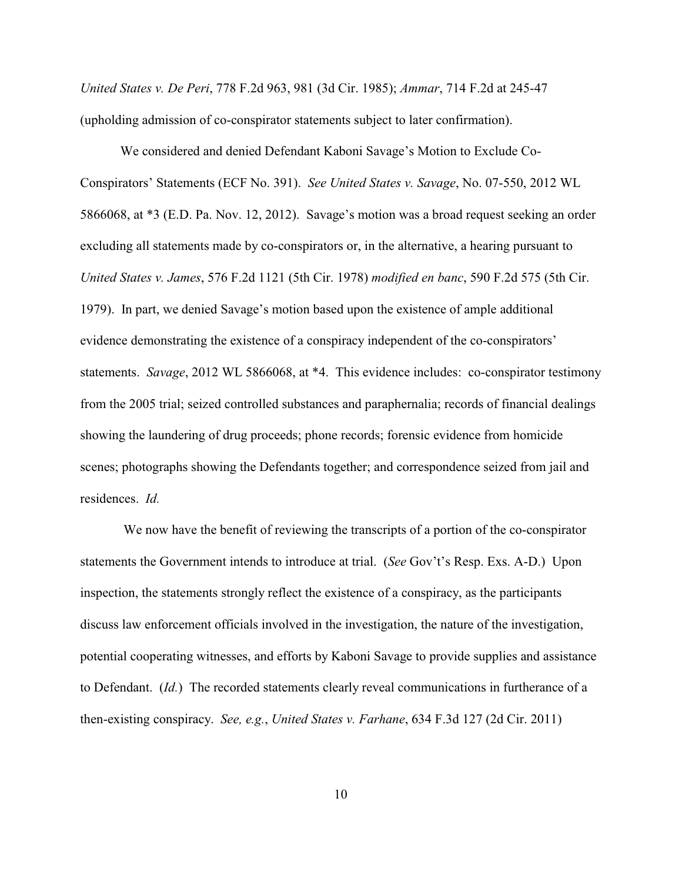*United States v. De Peri*, 778 F.2d 963, 981 (3d Cir. 1985); *Ammar*, 714 F.2d at 245-47 (upholding admission of co-conspirator statements subject to later confirmation).

We considered and denied Defendant Kaboni Savage's Motion to Exclude Co-Conspirators' Statements (ECF No. 391). *See United States v. Savage*, No. 07-550, 2012 WL 5866068, at *3 (E.D. Pa. Nov. 12, 2012). Savage's motion was a broad request seeking an order excluding all statements made by co-conspirators or, in the alternative, a hearing pursuant to *United States v. James*, 576 F.2d 1121 (5th Cir. 1978) *modified en banc*, 590 F.2d 575 (5th Cir. 1979). In part, we denied Savage's motion based upon the existence of ample additional evidence demonstrating the existence of a conspiracy independent of the co-conspirators' statements. *Savage*, 2012 WL 5866068, at *4. This evidence includes: co-conspirator testimony from the 2005 trial; seized controlled substances and paraphernalia; records of financial dealings showing the laundering of drug proceeds; phone records; forensic evidence from homicide scenes; photographs showing the Defendants together; and correspondence seized from jail and residences. *Id.*

We now have the benefit of reviewing the transcripts of a portion of the co-conspirator statements the Government intends to introduce at trial. (*See* Gov't's Resp. Exs. A-D.) Upon inspection, the statements strongly reflect the existence of a conspiracy, as the participants discuss law enforcement officials involved in the investigation, the nature of the investigation, potential cooperating witnesses, and efforts by Kaboni Savage to provide supplies and assistance to Defendant. (*Id.*) The recorded statements clearly reveal communications in furtherance of a then-existing conspiracy. *See, e.g.*, *United States v. Farhane*, 634 F.3d 127 (2d Cir. 2011)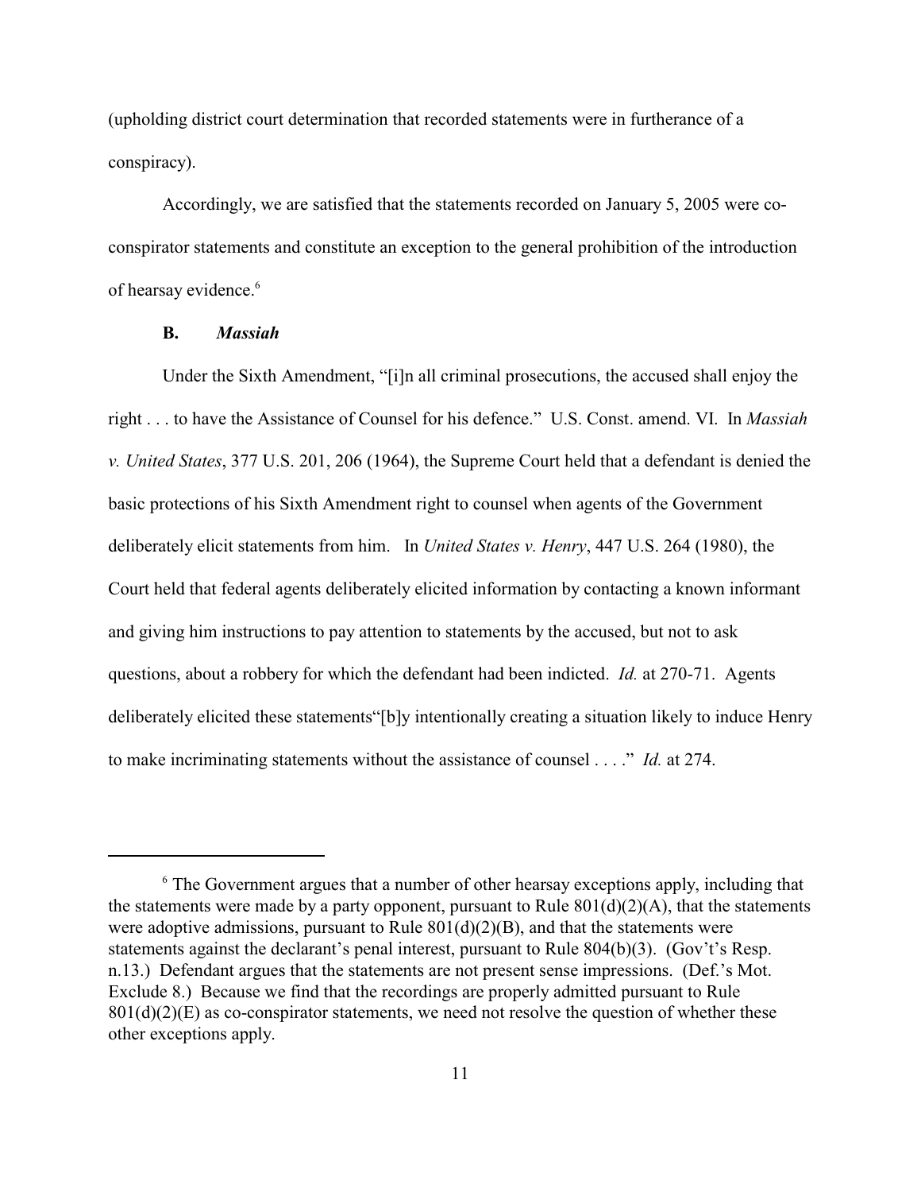(upholding district court determination that recorded statements were in furtherance of a conspiracy).

Accordingly, we are satisfied that the statements recorded on January 5, 2005 were co-conspirator statements and constitute an exception to the general prohibition of the introduction of hearsay evidence.[6]

### B. *Massiah*

Under the Sixth Amendment, "[i]n all criminal prosecutions, the accused shall enjoy the right . . . to have the Assistance of Counsel for his defence." U.S. Const. amend. VI. In *Massiah v. United States*, 377 U.S. 201, 206 (1964), the Supreme Court held that a defendant is denied the basic protections of his Sixth Amendment right to counsel when agents of the Government deliberately elicit statements from him. In *United States v. Henry*, 447 U.S. 264 (1980), the Court held that federal agents deliberately elicited information by contacting a known informant and giving him instructions to pay attention to statements by the accused, but not to ask questions, about a robbery for which the defendant had been indicted. *Id.* at 270-71. Agents deliberately elicited these statements"[b]y intentionally creating a situation likely to induce Henry to make incriminating statements without the assistance of counsel . . . ." *Id.* at 274.

---

[6] The Government argues that a number of other hearsay exceptions apply, including that the statements were made by a party opponent, pursuant to Rule 801(d)(2)(A), that the statements were adoptive admissions, pursuant to Rule 801(d)(2)(B), and that the statements were statements against the declarant's penal interest, pursuant to Rule 804(b)(3). (Gov't's Resp. n.13.) Defendant argues that the statements are not present sense impressions. (Def.'s Mot. Exclude 8.) Because we find that the recordings are properly admitted pursuant to Rule 801(d)(2)(E) as co-conspirator statements, we need not resolve the question of whether these other exceptions apply.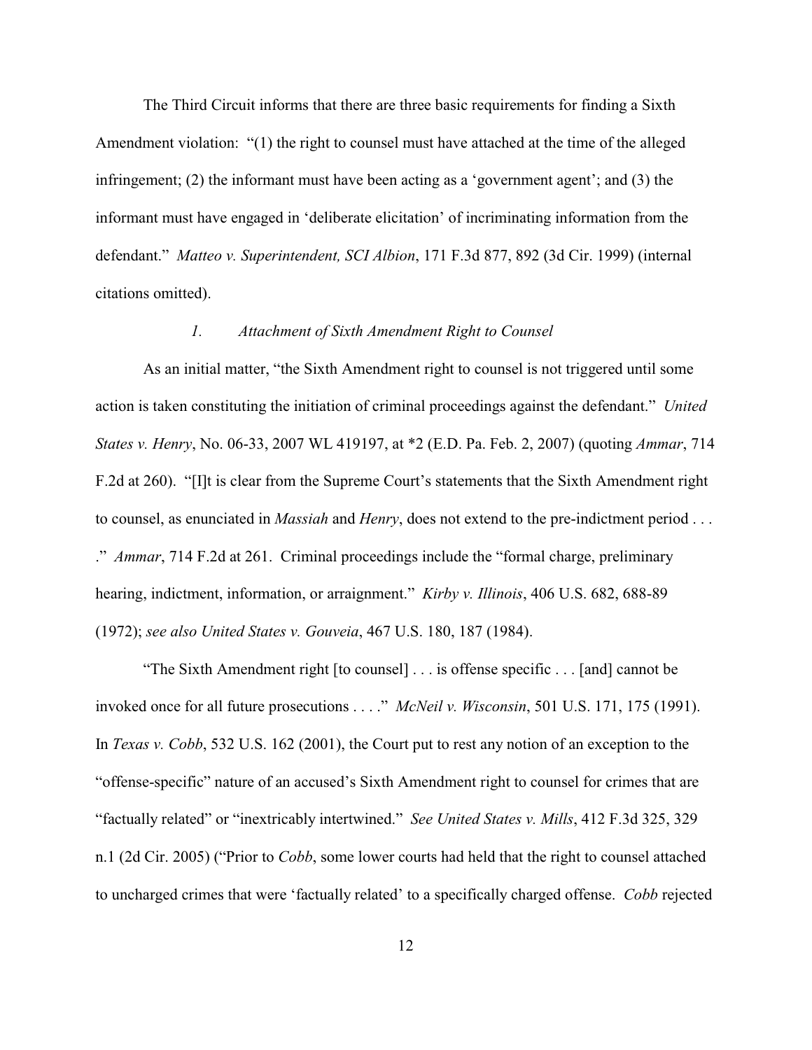The Third Circuit informs that there are three basic requirements for finding a Sixth Amendment violation: "(1) the right to counsel must have attached at the time of the alleged infringement; (2) the informant must have been acting as a 'government agent'; and (3) the informant must have engaged in 'deliberate elicitation' of incriminating information from the defendant." *Matteo v. Superintendent, SCI Albion*, 171 F.3d 877, 892 (3d Cir. 1999) (internal citations omitted).

*1. Attachment of Sixth Amendment Right to Counsel*

As an initial matter, "the Sixth Amendment right to counsel is not triggered until some action is taken constituting the initiation of criminal proceedings against the defendant." *United States v. Henry*, No. 06-33, 2007 WL 419197, at *2 (E.D. Pa. Feb. 2, 2007) (quoting *Ammar*, 714 F.2d at 260). "[I]t is clear from the Supreme Court's statements that the Sixth Amendment right to counsel, as enunciated in *Massiah* and *Henry*, does not extend to the pre-indictment period . . . ." *Ammar*, 714 F.2d at 261. Criminal proceedings include the "formal charge, preliminary hearing, indictment, information, or arraignment." *Kirby v. Illinois*, 406 U.S. 682, 688-89 (1972); *see also United States v. Gouveia*, 467 U.S. 180, 187 (1984).

"The Sixth Amendment right [to counsel] . . . is offense specific . . . [and] cannot be invoked once for all future prosecutions . . . ." *McNeil v. Wisconsin*, 501 U.S. 171, 175 (1991). In *Texas v. Cobb*, 532 U.S. 162 (2001), the Court put to rest any notion of an exception to the "offense-specific" nature of an accused's Sixth Amendment right to counsel for crimes that are "factually related" or "inextricably intertwined." *See United States v. Mills*, 412 F.3d 325, 329 n.1 (2d Cir. 2005) ("Prior to *Cobb*, some lower courts had held that the right to counsel attached to uncharged crimes that were 'factually related' to a specifically charged offense. *Cobb* rejected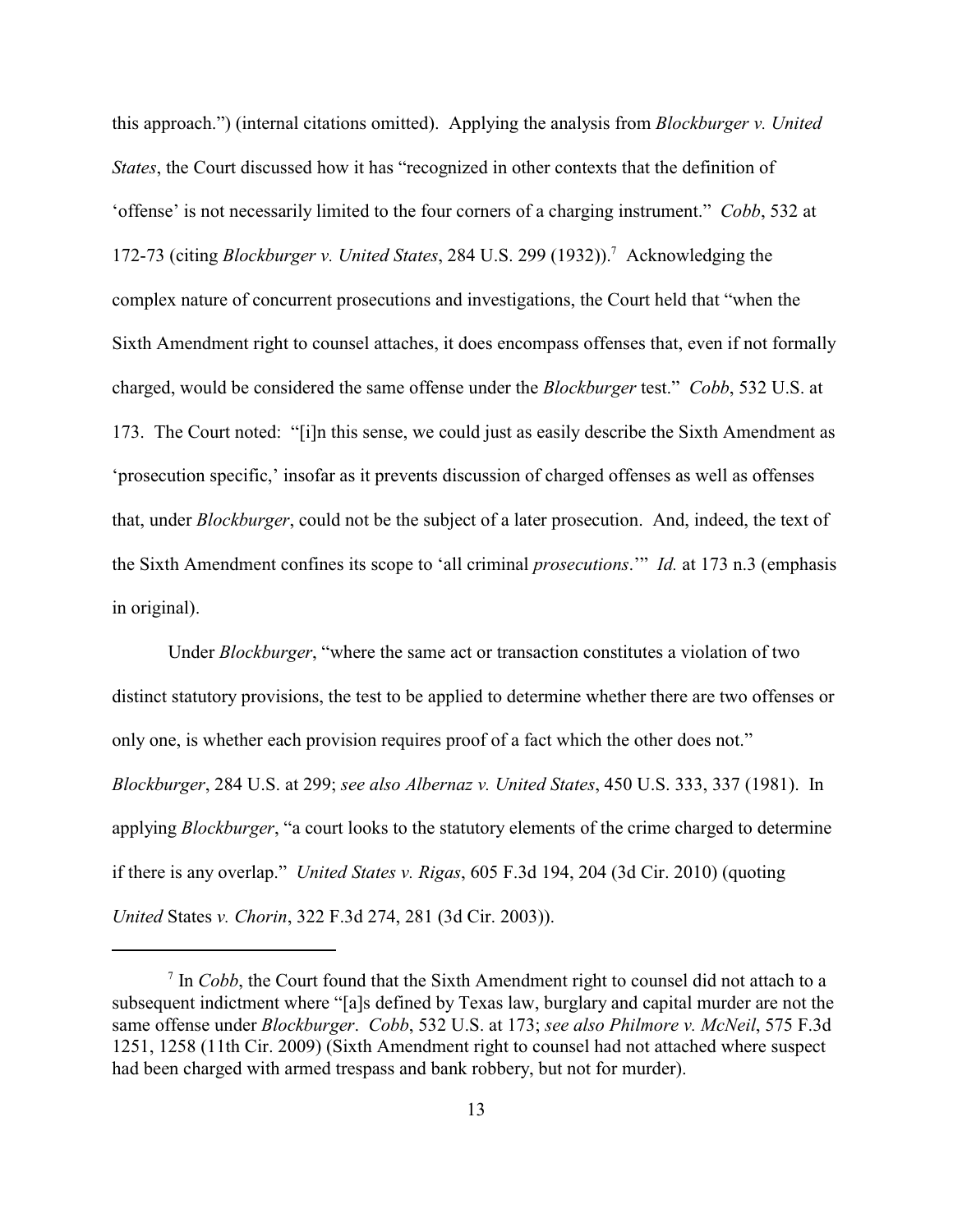this approach.") (internal citations omitted). Applying the analysis from *Blockburger v. United States*, the Court discussed how it has "recognized in other contexts that the definition of 'offense' is not necessarily limited to the four corners of a charging instrument." *Cobb*, 532 at 172-73 (citing *Blockburger v. United States*, 284 U.S. 299 (1932)).[7] Acknowledging the complex nature of concurrent prosecutions and investigations, the Court held that "when the Sixth Amendment right to counsel attaches, it does encompass offenses that, even if not formally charged, would be considered the same offense under the *Blockburger* test." *Cobb*, 532 U.S. at 173. The Court noted: "[i]n this sense, we could just as easily describe the Sixth Amendment as 'prosecution specific,' insofar as it prevents discussion of charged offenses as well as offenses that, under *Blockburger*, could not be the subject of a later prosecution. And, indeed, the text of the Sixth Amendment confines its scope to 'all criminal *prosecutions*.'" *Id.* at 173 n.3 (emphasis in original).

Under *Blockburger*, "where the same act or transaction constitutes a violation of two distinct statutory provisions, the test to be applied to determine whether there are two offenses or only one, is whether each provision requires proof of a fact which the other does not." *Blockburger*, 284 U.S. at 299; *see also Albernaz v. United States*, 450 U.S. 333, 337 (1981). In applying *Blockburger*, "a court looks to the statutory elements of the crime charged to determine if there is any overlap." *United States v. Rigas*, 605 F.3d 194, 204 (3d Cir. 2010) (quoting *United* States *v. Chorin*, 322 F.3d 274, 281 (3d Cir. 2003)).

---

[7] In *Cobb*, the Court found that the Sixth Amendment right to counsel did not attach to a subsequent indictment where "[a]s defined by Texas law, burglary and capital murder are not the same offense under *Blockburger*. *Cobb*, 532 U.S. at 173; *see also Philmore v. McNeil*, 575 F.3d 1251, 1258 (11th Cir. 2009) (Sixth Amendment right to counsel had not attached where suspect had been charged with armed trespass and bank robbery, but not for murder).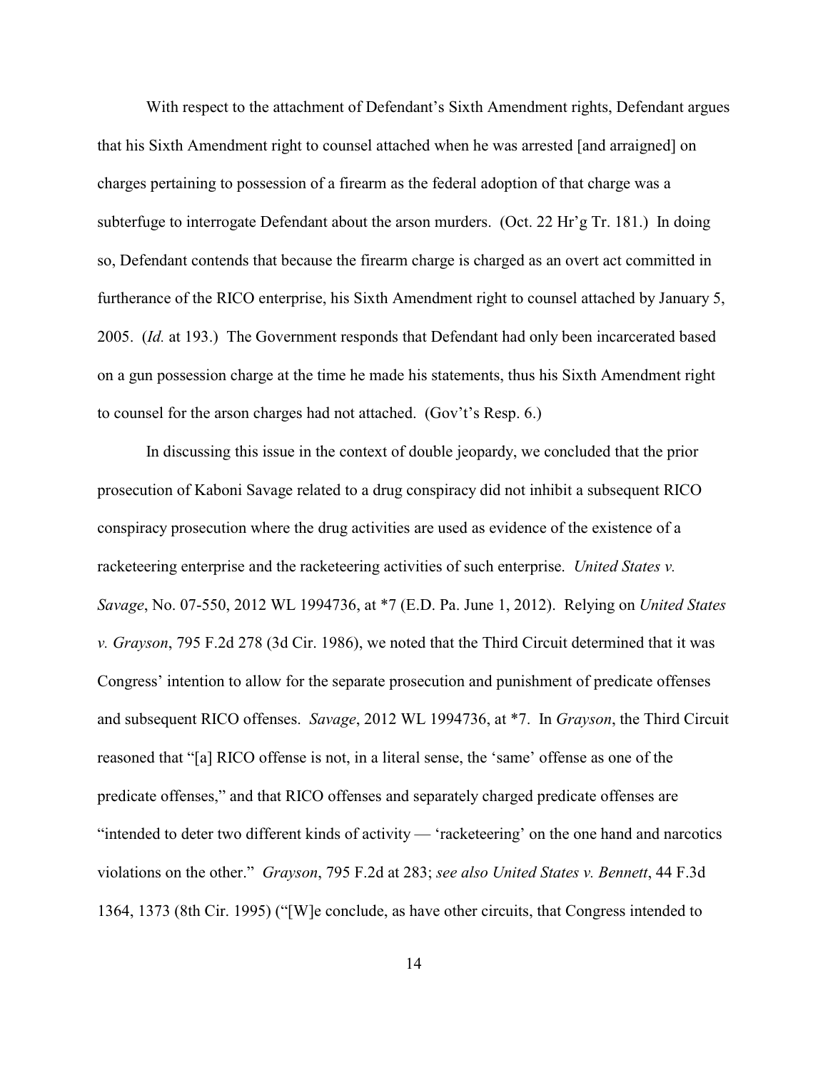With respect to the attachment of Defendant's Sixth Amendment rights, Defendant argues that his Sixth Amendment right to counsel attached when he was arrested [and arraigned] on charges pertaining to possession of a firearm as the federal adoption of that charge was a subterfuge to interrogate Defendant about the arson murders. (Oct. 22 Hr'g Tr. 181.) In doing so, Defendant contends that because the firearm charge is charged as an overt act committed in furtherance of the RICO enterprise, his Sixth Amendment right to counsel attached by January 5, 2005. (*Id.* at 193.) The Government responds that Defendant had only been incarcerated based on a gun possession charge at the time he made his statements, thus his Sixth Amendment right to counsel for the arson charges had not attached. (Gov't's Resp. 6.)

In discussing this issue in the context of double jeopardy, we concluded that the prior prosecution of Kaboni Savage related to a drug conspiracy did not inhibit a subsequent RICO conspiracy prosecution where the drug activities are used as evidence of the existence of a racketeering enterprise and the racketeering activities of such enterprise. *United States v. Savage*, No. 07-550, 2012 WL 1994736, at *7 (E.D. Pa. June 1, 2012). Relying on *United States v. Grayson*, 795 F.2d 278 (3d Cir. 1986), we noted that the Third Circuit determined that it was Congress' intention to allow for the separate prosecution and punishment of predicate offenses and subsequent RICO offenses. *Savage*, 2012 WL 1994736, at *7. In *Grayson*, the Third Circuit reasoned that "[a] RICO offense is not, in a literal sense, the 'same' offense as one of the predicate offenses," and that RICO offenses and separately charged predicate offenses are "intended to deter two different kinds of activity — 'racketeering' on the one hand and narcotics violations on the other." *Grayson*, 795 F.2d at 283; *see also United States v. Bennett*, 44 F.3d 1364, 1373 (8th Cir. 1995) ("[W]e conclude, as have other circuits, that Congress intended to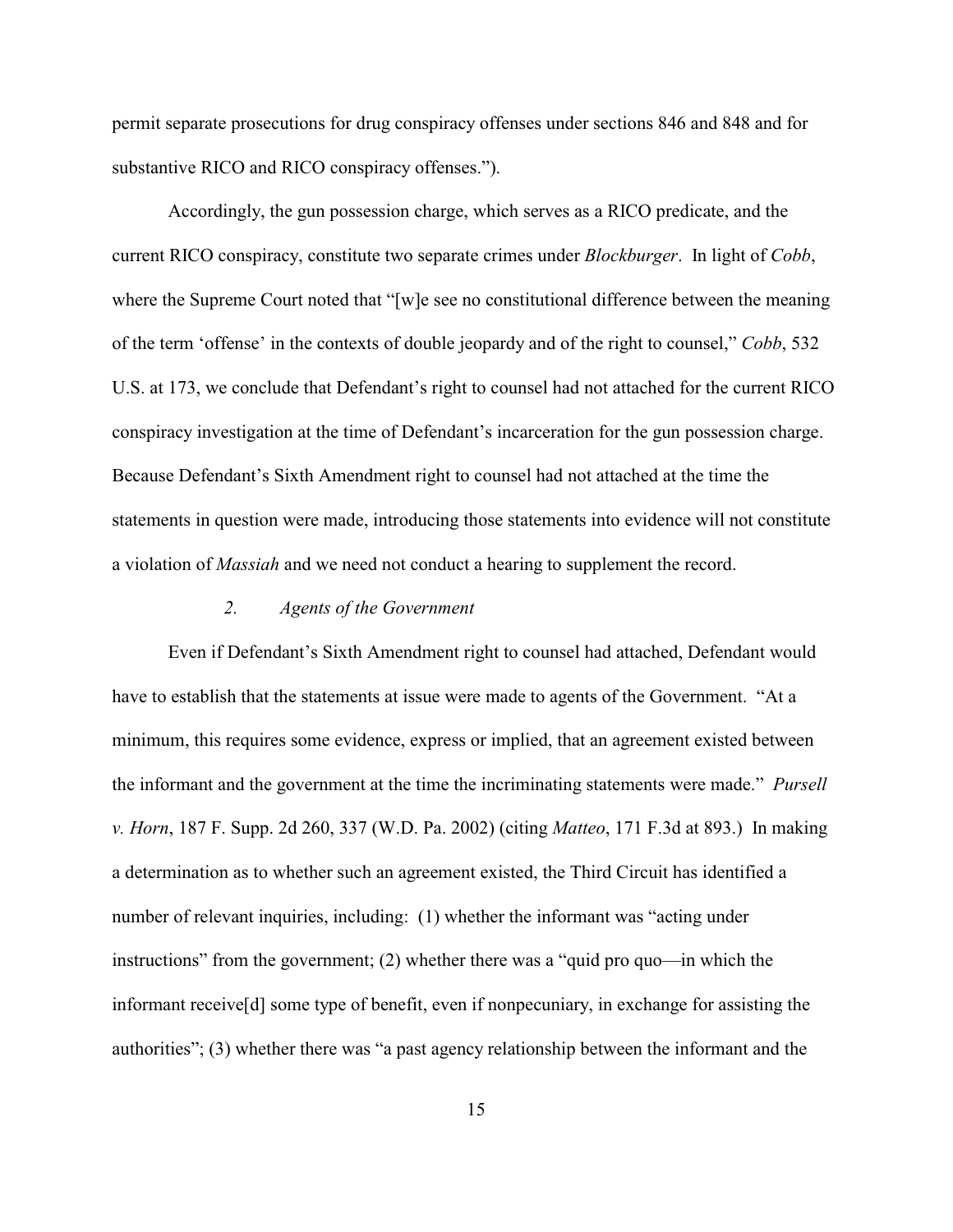permit separate prosecutions for drug conspiracy offenses under sections 846 and 848 and for substantive RICO and RICO conspiracy offenses.").

Accordingly, the gun possession charge, which serves as a RICO predicate, and the current RICO conspiracy, constitute two separate crimes under *Blockburger*. In light of *Cobb*, where the Supreme Court noted that "[w]e see no constitutional difference between the meaning of the term 'offense' in the contexts of double jeopardy and of the right to counsel," *Cobb*, 532 U.S. at 173, we conclude that Defendant's right to counsel had not attached for the current RICO conspiracy investigation at the time of Defendant's incarceration for the gun possession charge. Because Defendant's Sixth Amendment right to counsel had not attached at the time the statements in question were made, introducing those statements into evidence will not constitute a violation of *Massiah* and we need not conduct a hearing to supplement the record.

### *2. Agents of the Government*

Even if Defendant's Sixth Amendment right to counsel had attached, Defendant would have to establish that the statements at issue were made to agents of the Government. "At a minimum, this requires some evidence, express or implied, that an agreement existed between the informant and the government at the time the incriminating statements were made." *Pursell v. Horn*, 187 F. Supp. 2d 260, 337 (W.D. Pa. 2002) (citing *Matteo*, 171 F.3d at 893.) In making a determination as to whether such an agreement existed, the Third Circuit has identified a number of relevant inquiries, including: (1) whether the informant was "acting under instructions" from the government; (2) whether there was a "quid pro quo—in which the informant receive[d] some type of benefit, even if nonpecuniary, in exchange for assisting the authorities"; (3) whether there was "a past agency relationship between the informant and the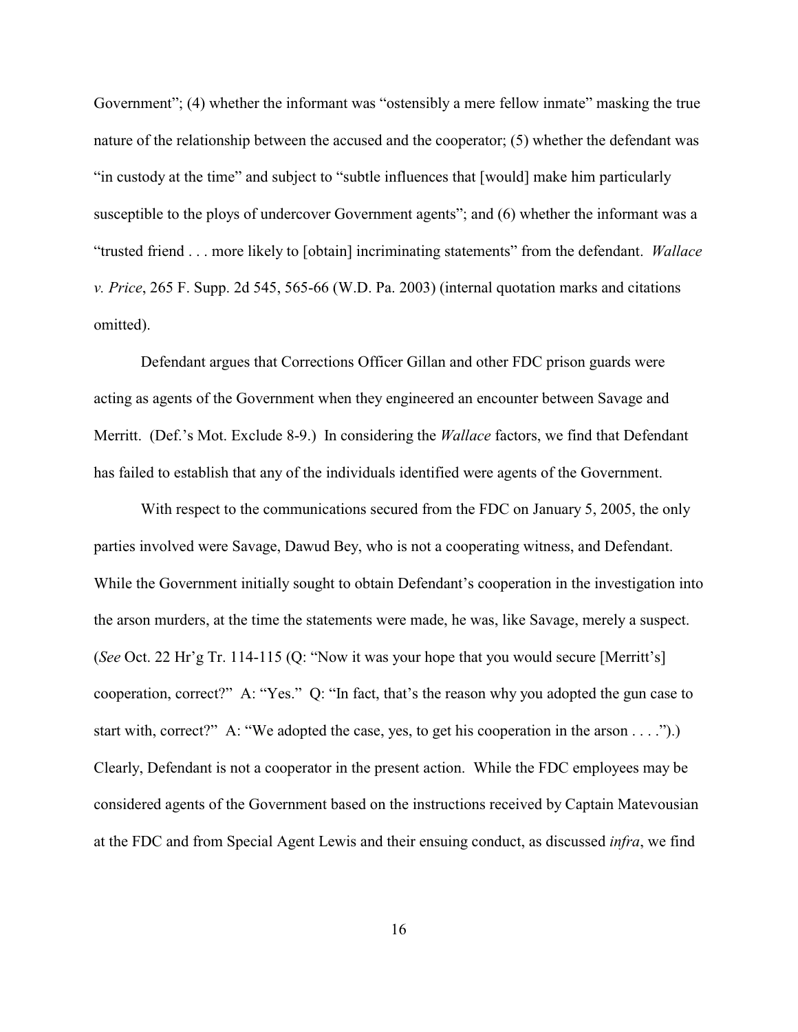Government"; (4) whether the informant was "ostensibly a mere fellow inmate" masking the true nature of the relationship between the accused and the cooperator; (5) whether the defendant was "in custody at the time" and subject to "subtle influences that [would] make him particularly susceptible to the ploys of undercover Government agents"; and (6) whether the informant was a "trusted friend . . . more likely to [obtain] incriminating statements" from the defendant. *Wallace v. Price*, 265 F. Supp. 2d 545, 565-66 (W.D. Pa. 2003) (internal quotation marks and citations omitted).

Defendant argues that Corrections Officer Gillan and other FDC prison guards were acting as agents of the Government when they engineered an encounter between Savage and Merritt. (Def.'s Mot. Exclude 8-9.) In considering the *Wallace* factors, we find that Defendant has failed to establish that any of the individuals identified were agents of the Government.

With respect to the communications secured from the FDC on January 5, 2005, the only parties involved were Savage, Dawud Bey, who is not a cooperating witness, and Defendant. While the Government initially sought to obtain Defendant's cooperation in the investigation into the arson murders, at the time the statements were made, he was, like Savage, merely a suspect. (*See* Oct. 22 Hr'g Tr. 114-115 (Q: "Now it was your hope that you would secure [Merritt's] cooperation, correct?" A: "Yes." Q: "In fact, that's the reason why you adopted the gun case to start with, correct?" A: "We adopted the case, yes, to get his cooperation in the arson . . . .").) Clearly, Defendant is not a cooperator in the present action. While the FDC employees may be considered agents of the Government based on the instructions received by Captain Matevousian at the FDC and from Special Agent Lewis and their ensuing conduct, as discussed *infra*, we find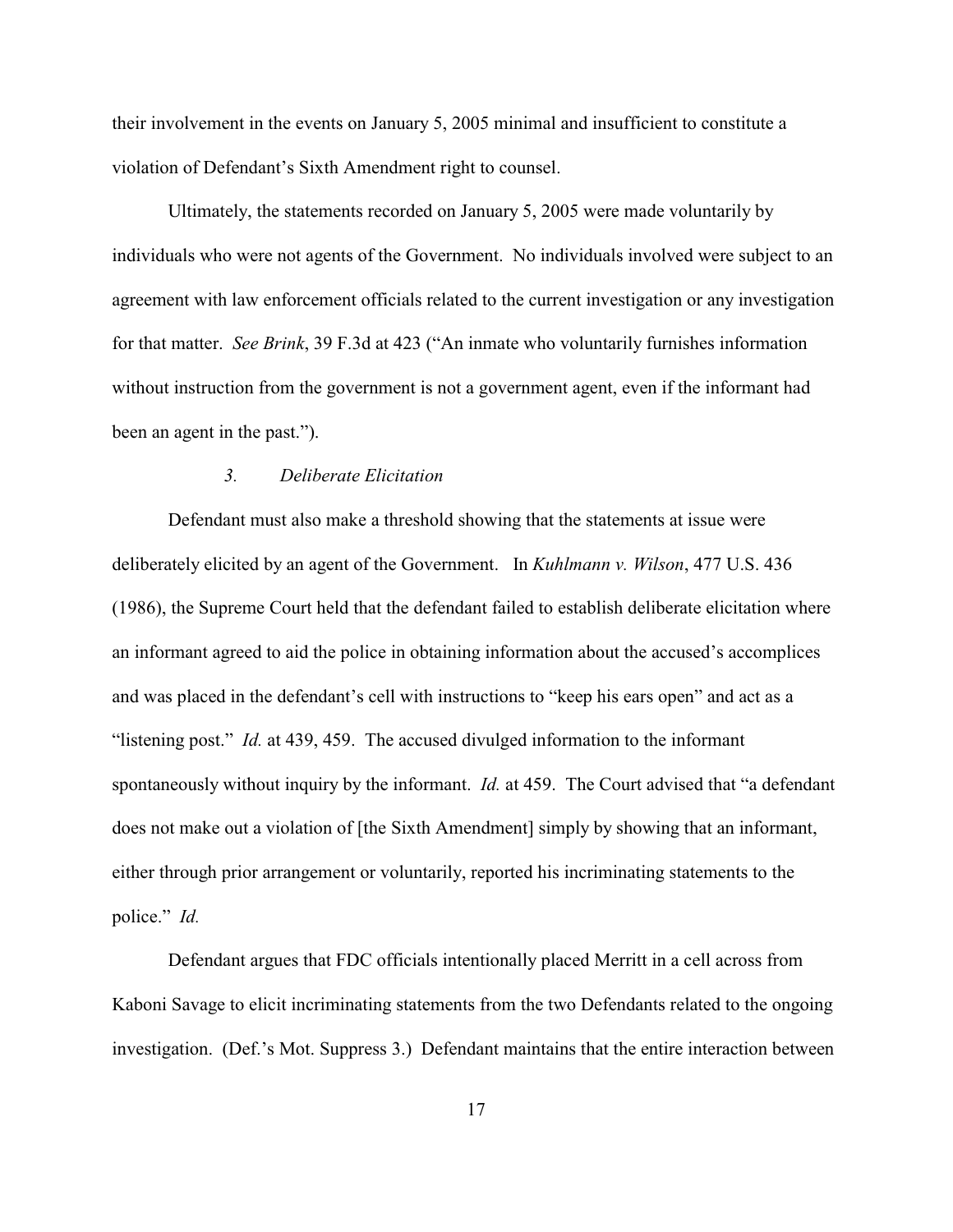their involvement in the events on January 5, 2005 minimal and insufficient to constitute a violation of Defendant's Sixth Amendment right to counsel.

Ultimately, the statements recorded on January 5, 2005 were made voluntarily by individuals who were not agents of the Government. No individuals involved were subject to an agreement with law enforcement officials related to the current investigation or any investigation for that matter. *See Brink*, 39 F.3d at 423 ("An inmate who voluntarily furnishes information without instruction from the government is not a government agent, even if the informant had been an agent in the past.").

### *3. Deliberate Elicitation*

Defendant must also make a threshold showing that the statements at issue were deliberately elicited by an agent of the Government. In *Kuhlmann v. Wilson*, 477 U.S. 436 (1986), the Supreme Court held that the defendant failed to establish deliberate elicitation where an informant agreed to aid the police in obtaining information about the accused's accomplices and was placed in the defendant's cell with instructions to "keep his ears open" and act as a "listening post." *Id.* at 439, 459. The accused divulged information to the informant spontaneously without inquiry by the informant. *Id.* at 459. The Court advised that "a defendant does not make out a violation of [the Sixth Amendment] simply by showing that an informant, either through prior arrangement or voluntarily, reported his incriminating statements to the police." *Id.*

Defendant argues that FDC officials intentionally placed Merritt in a cell across from Kaboni Savage to elicit incriminating statements from the two Defendants related to the ongoing investigation. (Def.'s Mot. Suppress 3.) Defendant maintains that the entire interaction between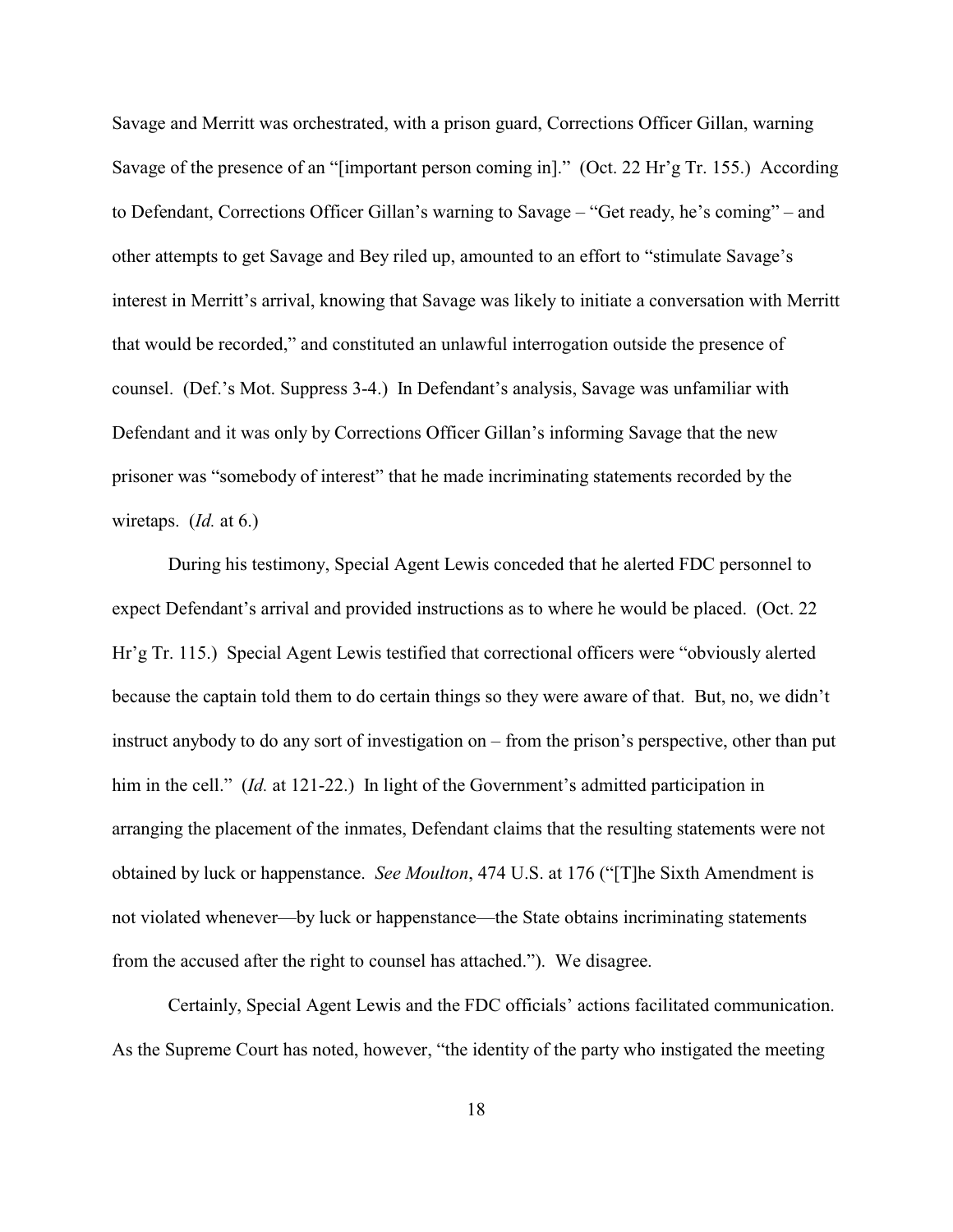Savage and Merritt was orchestrated, with a prison guard, Corrections Officer Gillan, warning Savage of the presence of an "[important person coming in]." (Oct. 22 Hr'g Tr. 155.) According to Defendant, Corrections Officer Gillan's warning to Savage – "Get ready, he's coming" – and other attempts to get Savage and Bey riled up, amounted to an effort to "stimulate Savage's interest in Merritt's arrival, knowing that Savage was likely to initiate a conversation with Merritt that would be recorded," and constituted an unlawful interrogation outside the presence of counsel. (Def.'s Mot. Suppress 3-4.) In Defendant's analysis, Savage was unfamiliar with Defendant and it was only by Corrections Officer Gillan's informing Savage that the new prisoner was "somebody of interest" that he made incriminating statements recorded by the wiretaps. (*Id.* at 6.)

During his testimony, Special Agent Lewis conceded that he alerted FDC personnel to expect Defendant's arrival and provided instructions as to where he would be placed. (Oct. 22 Hr'g Tr. 115.) Special Agent Lewis testified that correctional officers were "obviously alerted because the captain told them to do certain things so they were aware of that. But, no, we didn't instruct anybody to do any sort of investigation on – from the prison's perspective, other than put him in the cell." (*Id.* at 121-22.) In light of the Government's admitted participation in arranging the placement of the inmates, Defendant claims that the resulting statements were not obtained by luck or happenstance. *See Moulton*, 474 U.S. at 176 ("[T]he Sixth Amendment is not violated whenever—by luck or happenstance—the State obtains incriminating statements from the accused after the right to counsel has attached."). We disagree.

Certainly, Special Agent Lewis and the FDC officials' actions facilitated communication. As the Supreme Court has noted, however, "the identity of the party who instigated the meeting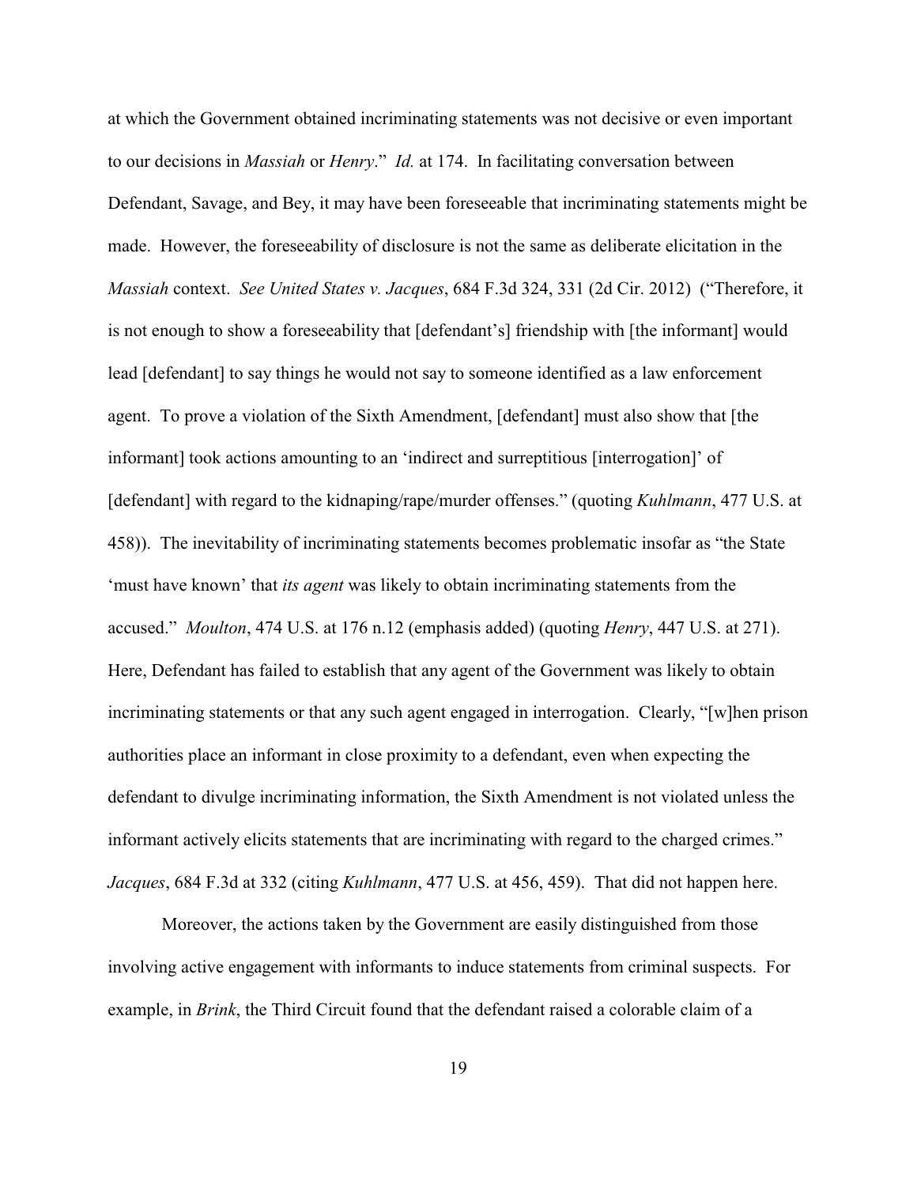at which the Government obtained incriminating statements was not decisive or even important to our decisions in *Massiah* or *Henry*." *Id.* at 174. In facilitating conversation between Defendant, Savage, and Bey, it may have been foreseeable that incriminating statements might be made. However, the foreseeability of disclosure is not the same as deliberate elicitation in the *Massiah* context. *See United States v. Jacques*, 684 F.3d 324, 331 (2d Cir. 2012) ("Therefore, it is not enough to show a foreseeability that [defendant's] friendship with [the informant] would lead [defendant] to say things he would not say to someone identified as a law enforcement agent. To prove a violation of the Sixth Amendment, [defendant] must also show that [the informant] took actions amounting to an 'indirect and surreptitious [interrogation]' of [defendant] with regard to the kidnaping/rape/murder offenses." (quoting *Kuhlmann*, 477 U.S. at 458)). The inevitability of incriminating statements becomes problematic insofar as "the State 'must have known' that *its agent* was likely to obtain incriminating statements from the accused." *Moulton*, 474 U.S. at 176 n.12 (emphasis added) (quoting *Henry*, 447 U.S. at 271). Here, Defendant has failed to establish that any agent of the Government was likely to obtain incriminating statements or that any such agent engaged in interrogation. Clearly, "[w]hen prison authorities place an informant in close proximity to a defendant, even when expecting the defendant to divulge incriminating information, the Sixth Amendment is not violated unless the informant actively elicits statements that are incriminating with regard to the charged crimes." *Jacques*, 684 F.3d at 332 (citing *Kuhlmann*, 477 U.S. at 456, 459). That did not happen here.

Moreover, the actions taken by the Government are easily distinguished from those involving active engagement with informants to induce statements from criminal suspects. For example, in *Brink*, the Third Circuit found that the defendant raised a colorable claim of a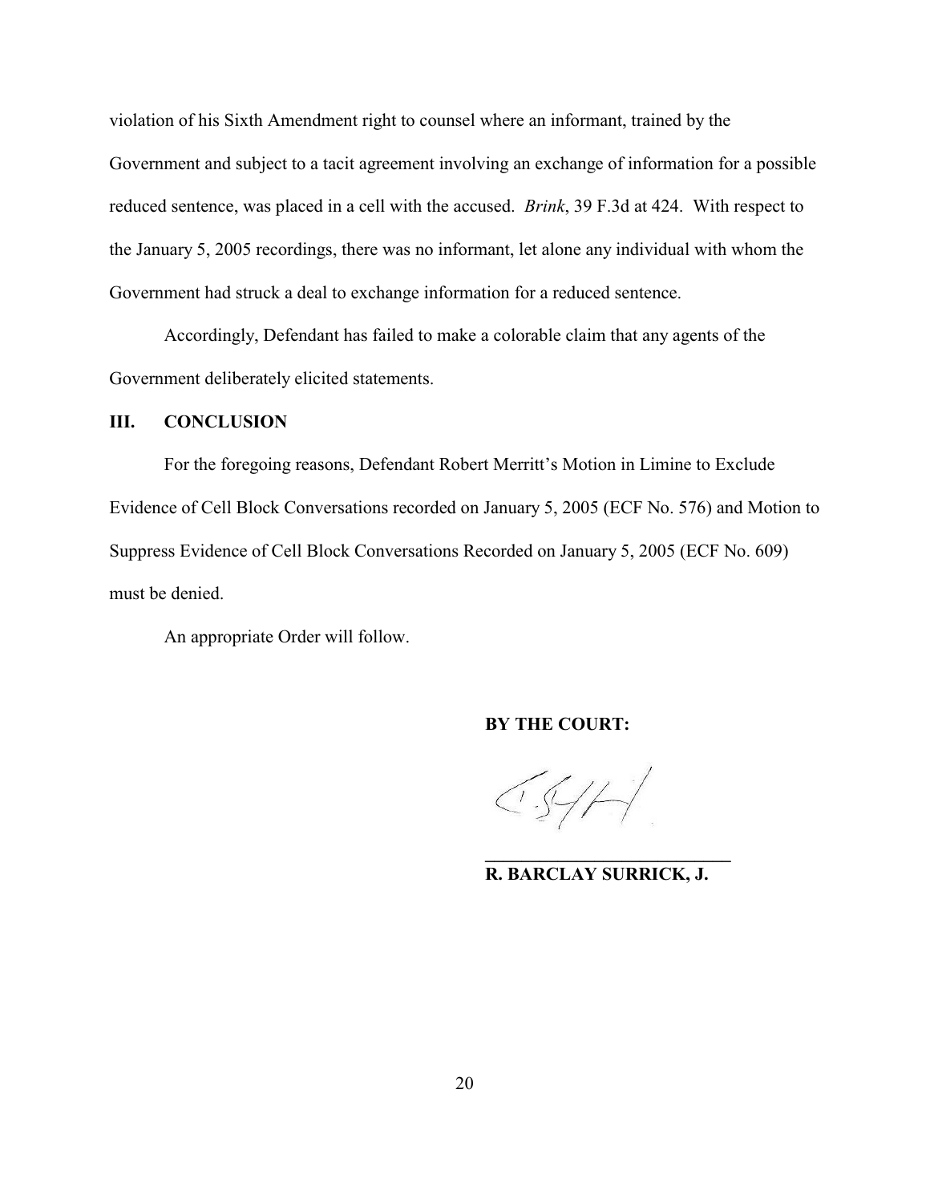violation of his Sixth Amendment right to counsel where an informant, trained by the Government and subject to a tacit agreement involving an exchange of information for a possible reduced sentence, was placed in a cell with the accused. *Brink*, 39 F.3d at 424. With respect to the January 5, 2005 recordings, there was no informant, let alone any individual with whom the Government had struck a deal to exchange information for a reduced sentence.

Accordingly, Defendant has failed to make a colorable claim that any agents of the Government deliberately elicited statements.

## III. CONCLUSION

For the foregoing reasons, Defendant Robert Merritt's Motion in Limine to Exclude Evidence of Cell Block Conversations recorded on January 5, 2005 (ECF No. 576) and Motion to Suppress Evidence of Cell Block Conversations Recorded on January 5, 2005 (ECF No. 609) must be denied.

An appropriate Order will follow.

**BY THE COURT:**

**R. BARCLAY SURRICK, J.**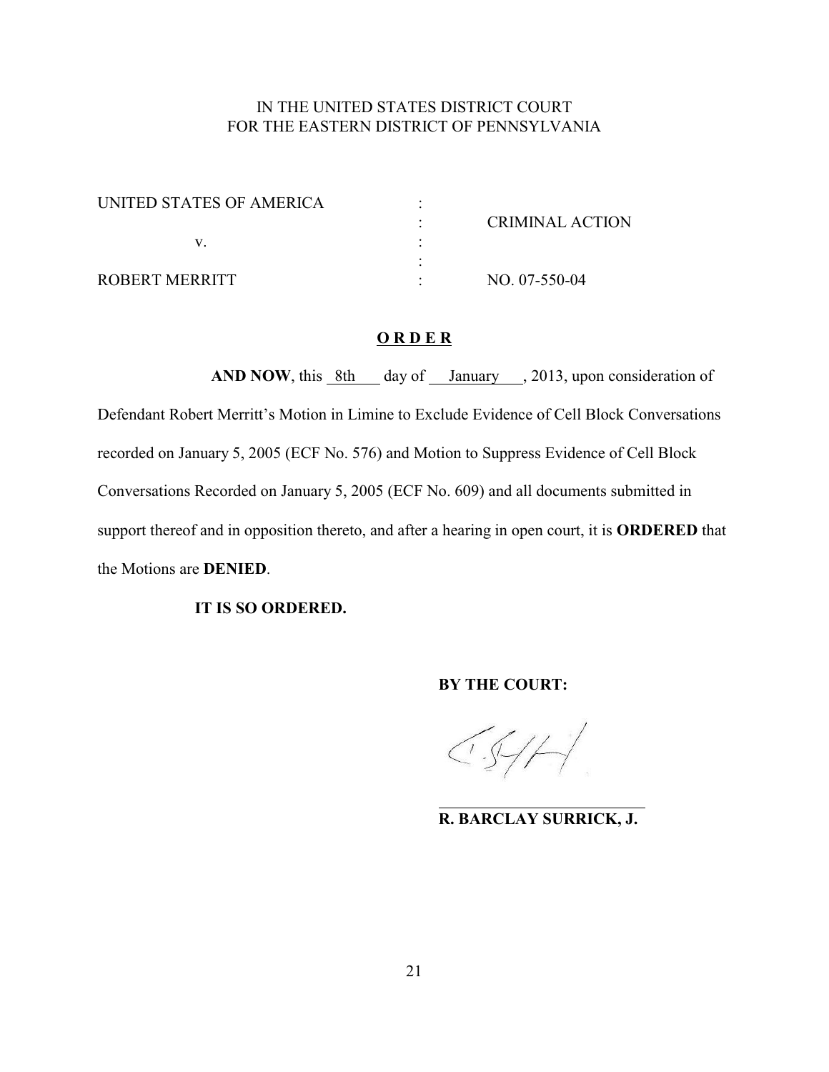IN THE UNITED STATES DISTRICT COURT
FOR THE EASTERN DISTRICT OF PENNSYLVANIA

| | | |
|---|---|---|
| UNITED STATES OF AMERICA | : | |
| | : | CRIMINAL ACTION |
| v. | : | |
| | : | |
| ROBERT MERRITT | : | NO. 07-550-04 |

**O R D E R**

**AND NOW**, this 8th day of January, 2013, upon consideration of Defendant Robert Merritt's Motion in Limine to Exclude Evidence of Cell Block Conversations recorded on January 5, 2005 (ECF No. 576) and Motion to Suppress Evidence of Cell Block Conversations Recorded on January 5, 2005 (ECF No. 609) and all documents submitted in support thereof and in opposition thereto, and after a hearing in open court, it is **ORDERED** that the Motions are **DENIED**.

**IT IS SO ORDERED.**

**BY THE COURT:**

**R. BARCLAY SURRICK, J.**